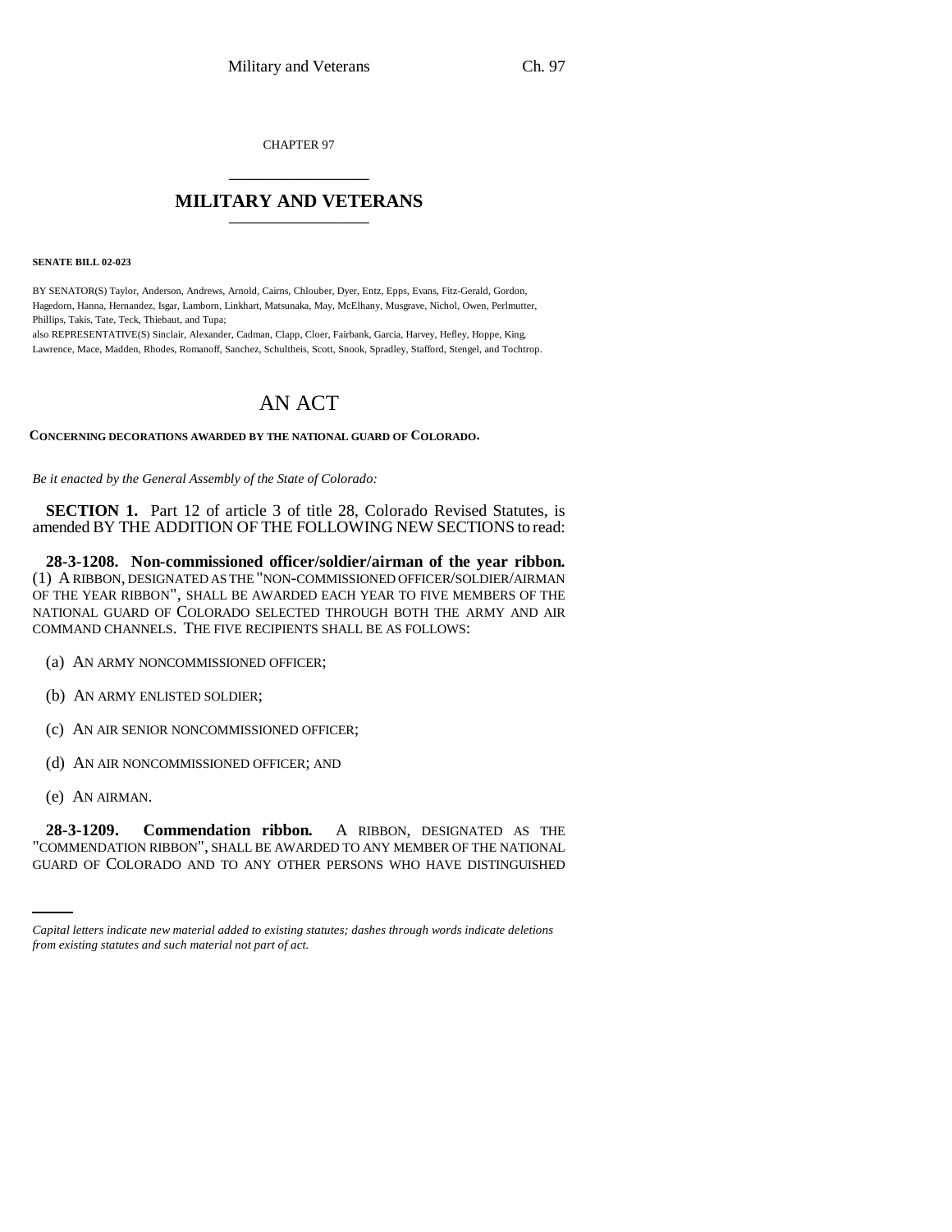CHAPTER 97

## MILITARY AND VETERANS

**SENATE BILL 02-023**

BY SENATOR(S) Taylor, Anderson, Andrews, Arnold, Cairns, Chlouber, Dyer, Entz, Epps, Evans, Fitz-Gerald, Gordon, Hagedorn, Hanna, Hernandez, Isgar, Lamborn, Linkhart, Matsunaka, May, McElhany, Musgrave, Nichol, Owen, Perlmutter, Phillips, Takis, Tate, Teck, Thiebaut, and Tupa;
also REPRESENTATIVE(S) Sinclair, Alexander, Cadman, Clapp, Cloer, Fairbank, Garcia, Harvey, Hefley, Hoppe, King, Lawrence, Mace, Madden, Rhodes, Romanoff, Sanchez, Schultheis, Scott, Snook, Spradley, Stafford, Stengel, and Tochtrop.

# AN ACT

**CONCERNING DECORATIONS AWARDED BY THE NATIONAL GUARD OF COLORADO.**

*Be it enacted by the General Assembly of the State of Colorado:*

**SECTION 1.** Part 12 of article 3 of title 28, Colorado Revised Statutes, is amended BY THE ADDITION OF THE FOLLOWING NEW SECTIONS to read:

**28-3-1208. Non-commissioned officer/soldier/airman of the year ribbon.** (1) A RIBBON, DESIGNATED AS THE "NON-COMMISSIONED OFFICER/SOLDIER/AIRMAN OF THE YEAR RIBBON", SHALL BE AWARDED EACH YEAR TO FIVE MEMBERS OF THE NATIONAL GUARD OF COLORADO SELECTED THROUGH BOTH THE ARMY AND AIR COMMAND CHANNELS. THE FIVE RECIPIENTS SHALL BE AS FOLLOWS:

(a) AN ARMY NONCOMMISSIONED OFFICER;

(b) AN ARMY ENLISTED SOLDIER;

(c) AN AIR SENIOR NONCOMMISSIONED OFFICER;

(d) AN AIR NONCOMMISSIONED OFFICER; AND

(e) AN AIRMAN.

**28-3-1209. Commendation ribbon.** A RIBBON, DESIGNATED AS THE "COMMENDATION RIBBON", SHALL BE AWARDED TO ANY MEMBER OF THE NATIONAL GUARD OF COLORADO AND TO ANY OTHER PERSONS WHO HAVE DISTINGUISHED

*Capital letters indicate new material added to existing statutes; dashes through words indicate deletions from existing statutes and such material not part of act.*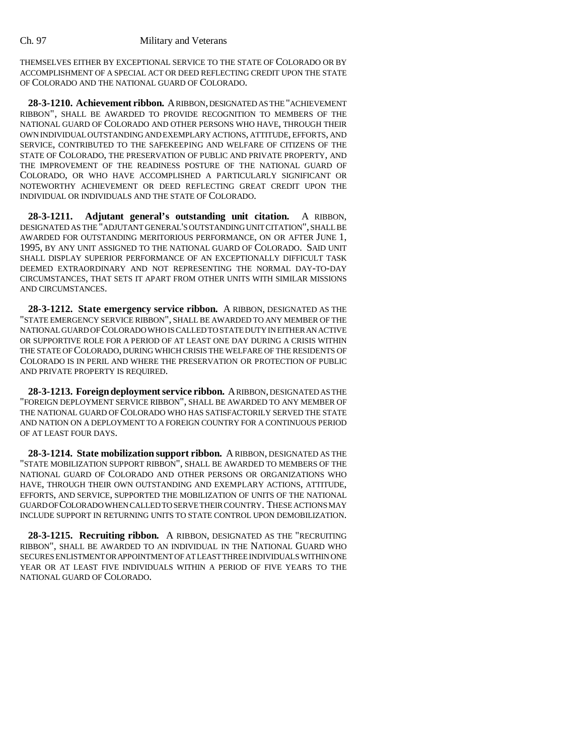THEMSELVES EITHER BY EXCEPTIONAL SERVICE TO THE STATE OF COLORADO OR BY ACCOMPLISHMENT OF A SPECIAL ACT OR DEED REFLECTING CREDIT UPON THE STATE OF COLORADO AND THE NATIONAL GUARD OF COLORADO.

**28-3-1210. Achievement ribbon.** A RIBBON, DESIGNATED AS THE "ACHIEVEMENT RIBBON", SHALL BE AWARDED TO PROVIDE RECOGNITION TO MEMBERS OF THE NATIONAL GUARD OF COLORADO AND OTHER PERSONS WHO HAVE, THROUGH THEIR OWN INDIVIDUAL OUTSTANDING AND EXEMPLARY ACTIONS, ATTITUDE, EFFORTS, AND SERVICE, CONTRIBUTED TO THE SAFEKEEPING AND WELFARE OF CITIZENS OF THE STATE OF COLORADO, THE PRESERVATION OF PUBLIC AND PRIVATE PROPERTY, AND THE IMPROVEMENT OF THE READINESS POSTURE OF THE NATIONAL GUARD OF COLORADO, OR WHO HAVE ACCOMPLISHED A PARTICULARLY SIGNIFICANT OR NOTEWORTHY ACHIEVEMENT OR DEED REFLECTING GREAT CREDIT UPON THE INDIVIDUAL OR INDIVIDUALS AND THE STATE OF COLORADO.

**28-3-1211. Adjutant general's outstanding unit citation.** A RIBBON, DESIGNATED AS THE "ADJUTANT GENERAL'S OUTSTANDING UNIT CITATION", SHALL BE AWARDED FOR OUTSTANDING MERITORIOUS PERFORMANCE, ON OR AFTER JUNE 1, 1995, BY ANY UNIT ASSIGNED TO THE NATIONAL GUARD OF COLORADO. SAID UNIT SHALL DISPLAY SUPERIOR PERFORMANCE OF AN EXCEPTIONALLY DIFFICULT TASK DEEMED EXTRAORDINARY AND NOT REPRESENTING THE NORMAL DAY-TO-DAY CIRCUMSTANCES, THAT SETS IT APART FROM OTHER UNITS WITH SIMILAR MISSIONS AND CIRCUMSTANCES.

**28-3-1212. State emergency service ribbon.** A RIBBON, DESIGNATED AS THE "STATE EMERGENCY SERVICE RIBBON", SHALL BE AWARDED TO ANY MEMBER OF THE NATIONAL GUARD OF COLORADO WHO IS CALLED TO STATE DUTY IN EITHER AN ACTIVE OR SUPPORTIVE ROLE FOR A PERIOD OF AT LEAST ONE DAY DURING A CRISIS WITHIN THE STATE OF COLORADO, DURING WHICH CRISIS THE WELFARE OF THE RESIDENTS OF COLORADO IS IN PERIL AND WHERE THE PRESERVATION OR PROTECTION OF PUBLIC AND PRIVATE PROPERTY IS REQUIRED.

**28-3-1213. Foreign deployment service ribbon.** A RIBBON, DESIGNATED AS THE "FOREIGN DEPLOYMENT SERVICE RIBBON", SHALL BE AWARDED TO ANY MEMBER OF THE NATIONAL GUARD OF COLORADO WHO HAS SATISFACTORILY SERVED THE STATE AND NATION ON A DEPLOYMENT TO A FOREIGN COUNTRY FOR A CONTINUOUS PERIOD OF AT LEAST FOUR DAYS.

**28-3-1214. State mobilization support ribbon.** A RIBBON, DESIGNATED AS THE "STATE MOBILIZATION SUPPORT RIBBON", SHALL BE AWARDED TO MEMBERS OF THE NATIONAL GUARD OF COLORADO AND OTHER PERSONS OR ORGANIZATIONS WHO HAVE, THROUGH THEIR OWN OUTSTANDING AND EXEMPLARY ACTIONS, ATTITUDE, EFFORTS, AND SERVICE, SUPPORTED THE MOBILIZATION OF UNITS OF THE NATIONAL GUARD OF COLORADO WHEN CALLED TO SERVE THEIR COUNTRY. THESE ACTIONS MAY INCLUDE SUPPORT IN RETURNING UNITS TO STATE CONTROL UPON DEMOBILIZATION.

**28-3-1215. Recruiting ribbon.** A RIBBON, DESIGNATED AS THE "RECRUITING RIBBON", SHALL BE AWARDED TO AN INDIVIDUAL IN THE NATIONAL GUARD WHO SECURES ENLISTMENT OR APPOINTMENT OF AT LEAST THREE INDIVIDUALS WITHIN ONE YEAR OR AT LEAST FIVE INDIVIDUALS WITHIN A PERIOD OF FIVE YEARS TO THE NATIONAL GUARD OF COLORADO.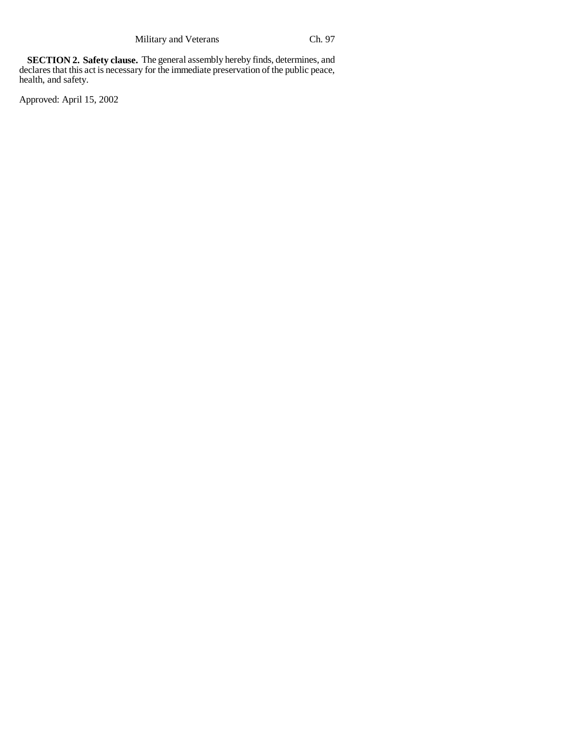**SECTION 2. Safety clause.** The general assembly hereby finds, determines, and declares that this act is necessary for the immediate preservation of the public peace, health, and safety.

Approved: April 15, 2002